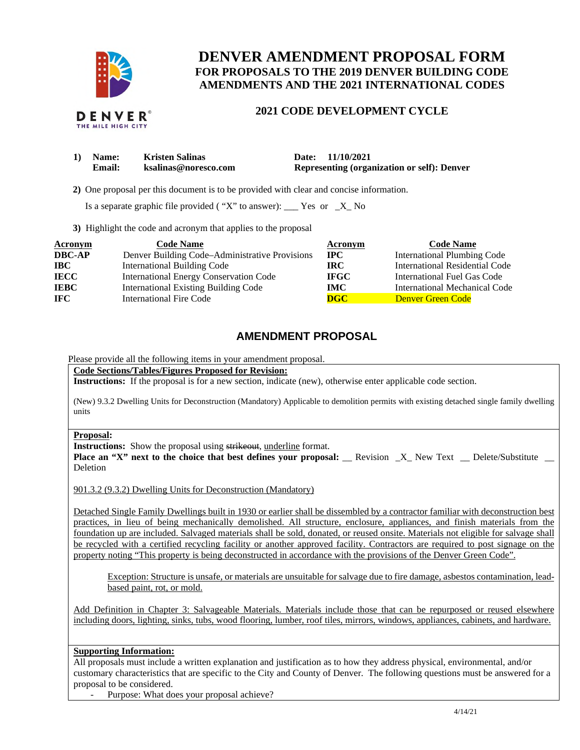# DENVER AMENDMENT PROPOSAL FORM

## FOR PROPOSALS TO THE 2019 DENVER BUILDING CODE AMENDMENTS AND THE 2021 INTERNATIONAL CODES

### 2021 CODE DEVELOPMENT CYCLE

**1) Name:** Kristen Salinas
**Email:** ksalinas@noresco.com
**Date:** 11/10/2021
**Representing (organization or self):** Denver

**2)** One proposal per this document is to be provided with clear and concise information.

Is a separate graphic file provided ( "X" to answer): ___ Yes or _X_ No

**3)** Highlight the code and acronym that applies to the proposal

| Acronym | Code Name | Acronym | Code Name |
|---|---|---|---|
| **DBC-AP** | Denver Building Code–Administrative Provisions | **IPC** | International Plumbing Code |
| **IBC** | International Building Code | **IRC** | International Residential Code |
| **IECC** | International Energy Conservation Code | **IFGC** | International Fuel Gas Code |
| **IEBC** | International Existing Building Code | **IMC** | International Mechanical Code |
| **IFC** | International Fire Code | **DGC** | Denver Green Code |

## AMENDMENT PROPOSAL

Please provide all the following items in your amendment proposal.

**Code Sections/Tables/Figures Proposed for Revision:**
**Instructions:** If the proposal is for a new section, indicate (new), otherwise enter applicable code section.

(New) 9.3.2 Dwelling Units for Deconstruction (Mandatory) Applicable to demolition permits with existing detached single family dwelling units

**Proposal:**
**Instructions:** Show the proposal using ~~strikeout~~, underline format.
**Place an "X" next to the choice that best defines your proposal:** __ Revision _X_ New Text __ Delete/Substitute __ Deletion

901.3.2 (9.3.2) Dwelling Units for Deconstruction (Mandatory)

Detached Single Family Dwellings built in 1930 or earlier shall be dissembled by a contractor familiar with deconstruction best practices, in lieu of being mechanically demolished. All structure, enclosure, appliances, and finish materials from the foundation up are included. Salvaged materials shall be sold, donated, or reused onsite. Materials not eligible for salvage shall be recycled with a certified recycling facility or another approved facility. Contractors are required to post signage on the property noting "This property is being deconstructed in accordance with the provisions of the Denver Green Code".

> Exception: Structure is unsafe, or materials are unsuitable for salvage due to fire damage, asbestos contamination, lead-based paint, rot, or mold.

Add Definition in Chapter 3: Salvageable Materials. Materials include those that can be repurposed or reused elsewhere including doors, lighting, sinks, tubs, wood flooring, lumber, roof tiles, mirrors, windows, appliances, cabinets, and hardware.

**Supporting Information:**
All proposals must include a written explanation and justification as to how they address physical, environmental, and/or customary characteristics that are specific to the City and County of Denver. The following questions must be answered for a proposal to be considered.

- Purpose: What does your proposal achieve?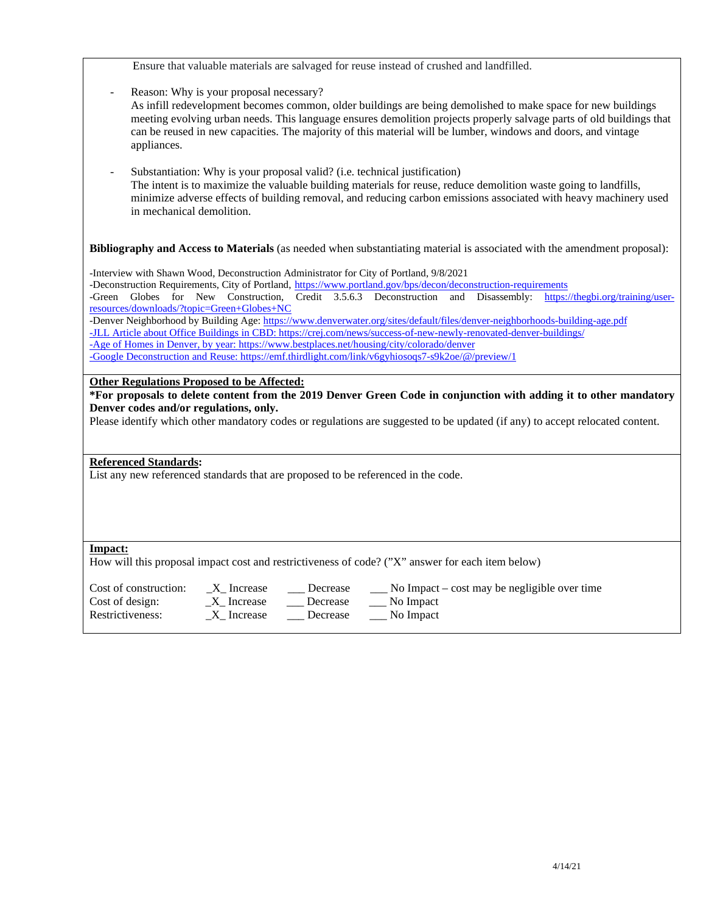Ensure that valuable materials are salvaged for reuse instead of crushed and landfilled.

- Reason: Why is your proposal necessary?
  As infill redevelopment becomes common, older buildings are being demolished to make space for new buildings meeting evolving urban needs. This language ensures demolition projects properly salvage parts of old buildings that can be reused in new capacities. The majority of this material will be lumber, windows and doors, and vintage appliances.

- Substantiation: Why is your proposal valid? (i.e. technical justification)
  The intent is to maximize the valuable building materials for reuse, reduce demolition waste going to landfills, minimize adverse effects of building removal, and reducing carbon emissions associated with heavy machinery used in mechanical demolition.

**Bibliography and Access to Materials** (as needed when substantiating material is associated with the amendment proposal):

-Interview with Shawn Wood, Deconstruction Administrator for City of Portland, 9/8/2021
-Deconstruction Requirements, City of Portland, https://www.portland.gov/bps/decon/deconstruction-requirements
-Green Globes for New Construction, Credit 3.5.6.3 Deconstruction and Disassembly: https://thegbi.org/training/user-resources/downloads/?topic=Green+Globes+NC
-Denver Neighborhood by Building Age: https://www.denverwater.org/sites/default/files/denver-neighborhoods-building-age.pdf
-JLL Article about Office Buildings in CBD: https://crej.com/news/success-of-new-newly-renovated-denver-buildings/
-Age of Homes in Denver, by year: https://www.bestplaces.net/housing/city/colorado/denver
-Google Deconstruction and Reuse: https://emf.thirdlight.com/link/v6gyhiosoqs7-s9k2oe/@/preview/1

**Other Regulations Proposed to be Affected:**

**\*For proposals to delete content from the 2019 Denver Green Code in conjunction with adding it to other mandatory Denver codes and/or regulations, only.**

Please identify which other mandatory codes or regulations are suggested to be updated (if any) to accept relocated content.

**Referenced Standards:**

List any new referenced standards that are proposed to be referenced in the code.

**Impact:**

How will this proposal impact cost and restrictiveness of code? ("X" answer for each item below)

| | | | |
|---|---|---|---|
| Cost of construction: | _X_ Increase | ___ Decrease | ___ No Impact – cost may be negligible over time |
| Cost of design: | _X_ Increase | ___ Decrease | ___ No Impact |
| Restrictiveness: | _X_ Increase | ___ Decrease | ___ No Impact |